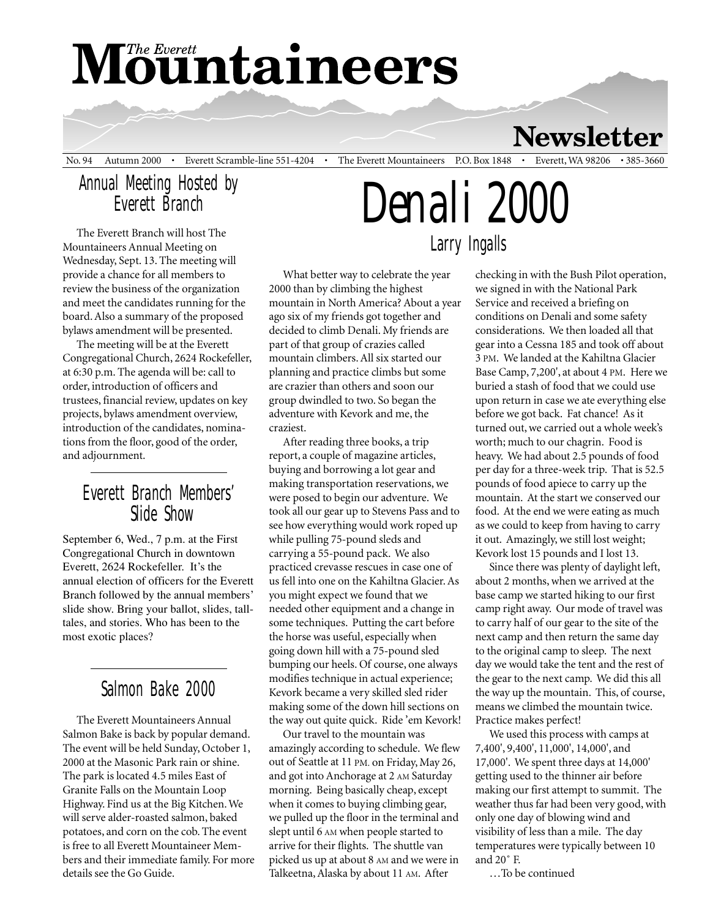# The Everett Mountaineers Newsletter

No. 94 Autumn 2000 • Everett Scramble-line 551-4204 • The Everett Mountaineers P.O. Box 1848 • Everett, WA 98206 • 385-3660

## Annual Meeting Hosted by Everett Branch

The Everett Branch will host The Mountaineers Annual Meeting on Wednesday, Sept. 13. The meeting will provide a chance for all members to review the business of the organization and meet the candidates running for the board. Also a summary of the proposed bylaws amendment will be presented.

The meeting will be at the Everett Congregational Church, 2624 Rockefeller, at 6:30 p.m. The agenda will be: call to order, introduction of officers and trustees, financial review, updates on key projects, bylaws amendment overview, introduction of the candidates, nominations from the floor, good of the order, and adjournment.

## Everett Branch Members' Slide Show

September 6, Wed., 7 p.m. at the First Congregational Church in downtown Everett, 2624 Rockefeller. It's the annual election of officers for the Everett Branch followed by the annual members' slide show. Bring your ballot, slides, tall-tales, and stories. Who has been to the most exotic places?

## Salmon Bake 2000

The Everett Mountaineers Annual Salmon Bake is back by popular demand. The event will be held Sunday, October 1, 2000 at the Masonic Park rain or shine. The park is located 4.5 miles East of Granite Falls on the Mountain Loop Highway. Find us at the Big Kitchen. We will serve alder-roasted salmon, baked potatoes, and corn on the cob. The event is free to all Everett Mountaineer Members and their immediate family. For more details see the Go Guide.

# Denali 2000

### Larry Ingalls

What better way to celebrate the year 2000 than by climbing the highest mountain in North America? About a year ago six of my friends got together and decided to climb Denali. My friends are part of that group of crazies called mountain climbers. All six started our planning and practice climbs but some are crazier than others and soon our group dwindled to two. So began the adventure with Kevork and me, the craziest.

After reading three books, a trip report, a couple of magazine articles, buying and borrowing a lot gear and making transportation reservations, we were posed to begin our adventure. We took all our gear up to Stevens Pass and to see how everything would work roped up while pulling 75-pound sleds and carrying a 55-pound pack. We also practiced crevasse rescues in case one of us fell into one on the Kahiltna Glacier. As you might expect we found that we needed other equipment and a change in some techniques. Putting the cart before the horse was useful, especially when going down hill with a 75-pound sled bumping our heels. Of course, one always modifies technique in actual experience; Kevork became a very skilled sled rider making some of the down hill sections on the way out quite quick. Ride 'em Kevork!

Our travel to the mountain was amazingly according to schedule. We flew out of Seattle at 11 PM. on Friday, May 26, and got into Anchorage at 2 AM Saturday morning. Being basically cheap, except when it comes to buying climbing gear, we pulled up the floor in the terminal and slept until 6 AM when people started to arrive for their flights. The shuttle van picked us up at about 8 AM and we were in Talkeetna, Alaska by about 11 AM. After checking in with the Bush Pilot operation, we signed in with the National Park Service and received a briefing on conditions on Denali and some safety considerations. We then loaded all that gear into a Cessna 185 and took off about 3 PM. We landed at the Kahiltna Glacier Base Camp, 7,200', at about 4 PM. Here we buried a stash of food that we could use upon return in case we ate everything else before we got back. Fat chance! As it turned out, we carried out a whole week's worth; much to our chagrin. Food is heavy. We had about 2.5 pounds of food per day for a three-week trip. That is 52.5 pounds of food apiece to carry up the mountain. At the start we conserved our food. At the end we were eating as much as we could to keep from having to carry it out. Amazingly, we still lost weight; Kevork lost 15 pounds and I lost 13.

Since there was plenty of daylight left, about 2 months, when we arrived at the base camp we started hiking to our first camp right away. Our mode of travel was to carry half of our gear to the site of the next camp and then return the same day to the original camp to sleep. The next day we would take the tent and the rest of the gear to the next camp. We did this all the way up the mountain. This, of course, means we climbed the mountain twice. Practice makes perfect!

We used this process with camps at 7,400', 9,400', 11,000', 14,000', and 17,000'. We spent three days at 14,000' getting used to the thinner air before making our first attempt to summit. The weather thus far had been very good, with only one day of blowing wind and visibility of less than a mile. The day temperatures were typically between 10 and 20˚ F.

…To be continued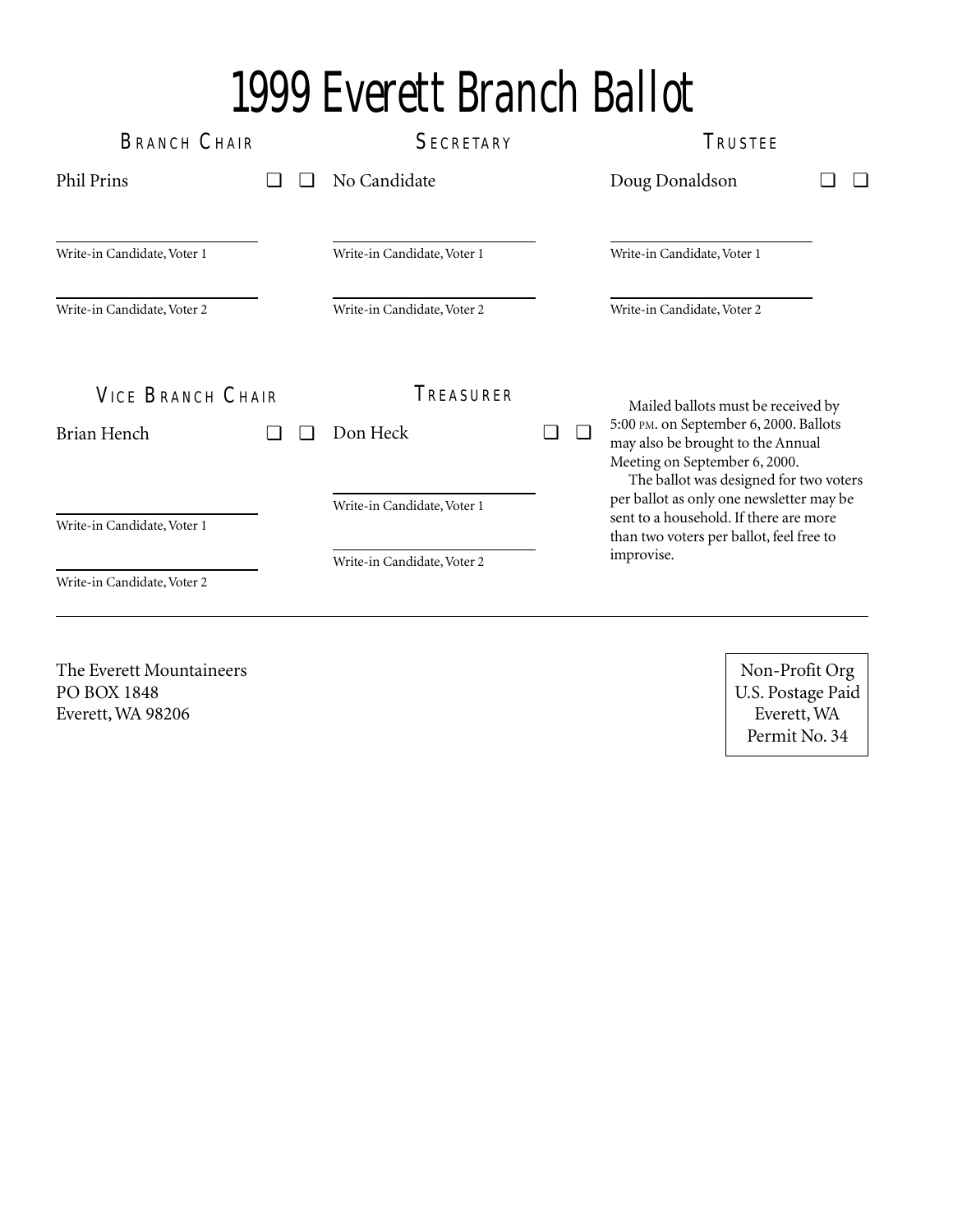# 1999 Everett Branch Ballot

## Branch Chair

Phil Prins ❑ ❑

Write-in Candidate, Voter 1

Write-in Candidate, Voter 2

## Secretary

No Candidate

Write-in Candidate, Voter 1

Write-in Candidate, Voter 2

## Trustee

Doug Donaldson ❑ ❑

Write-in Candidate, Voter 1

Write-in Candidate, Voter 2

## Vice Branch Chair

Brian Hench ❑ ❑

Write-in Candidate, Voter 1

Write-in Candidate, Voter 2

## Treasurer

Don Heck ❑ ❑

Write-in Candidate, Voter 1

Write-in Candidate, Voter 2

Mailed ballots must be received by 5:00 PM. on September 6, 2000. Ballots may also be brought to the Annual Meeting on September 6, 2000.

The ballot was designed for two voters per ballot as only one newsletter may be sent to a household. If there are more than two voters per ballot, feel free to improvise.

---

The Everett Mountaineers
PO BOX 1848
Everett, WA 98206

Non-Profit Org
U.S. Postage Paid
Everett, WA
Permit No. 34